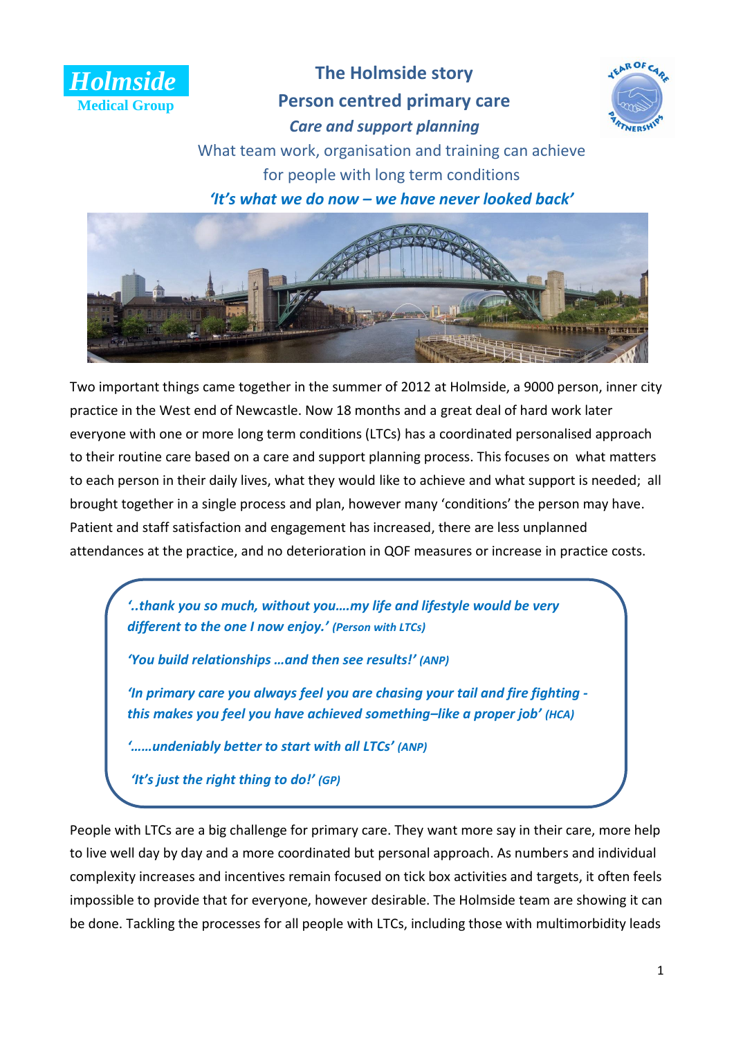**Holsmide**
Medical Group

# The Holmside story

## Person centred primary care

***Care and support planning***

What team work, organisation and training can achieve for people with long term conditions

***'It's what we do now – we have never looked back'***

Two important things came together in the summer of 2012 at Holmside, a 9000 person, inner city practice in the West end of Newcastle. Now 18 months and a great deal of hard work later everyone with one or more long term conditions (LTCs) has a coordinated personalised approach to their routine care based on a care and support planning process. This focuses on what matters to each person in their daily lives, what they would like to achieve and what support is needed; all brought together in a single process and plan, however many 'conditions' the person may have. Patient and staff satisfaction and engagement has increased, there are less unplanned attendances at the practice, and no deterioration in QOF measures or increase in practice costs.

> ***'..thank you so much, without you….my life and lifestyle would be very different to the one I now enjoy.'*** *(Person with LTCs)*
>
> ***'You build relationships …and then see results!'*** *(ANP)*
>
> ***'In primary care you always feel you are chasing your tail and fire fighting - this makes you feel you have achieved something–like a proper job'*** *(HCA)*
>
> ***'……undeniably better to start with all LTCs'*** *(ANP)*
>
> ***'It's just the right thing to do!'*** *(GP)*

People with LTCs are a big challenge for primary care. They want more say in their care, more help to live well day by day and a more coordinated but personal approach. As numbers and individual complexity increases and incentives remain focused on tick box activities and targets, it often feels impossible to provide that for everyone, however desirable. The Holmside team are showing it can be done. Tackling the processes for all people with LTCs, including those with multimorbidity leads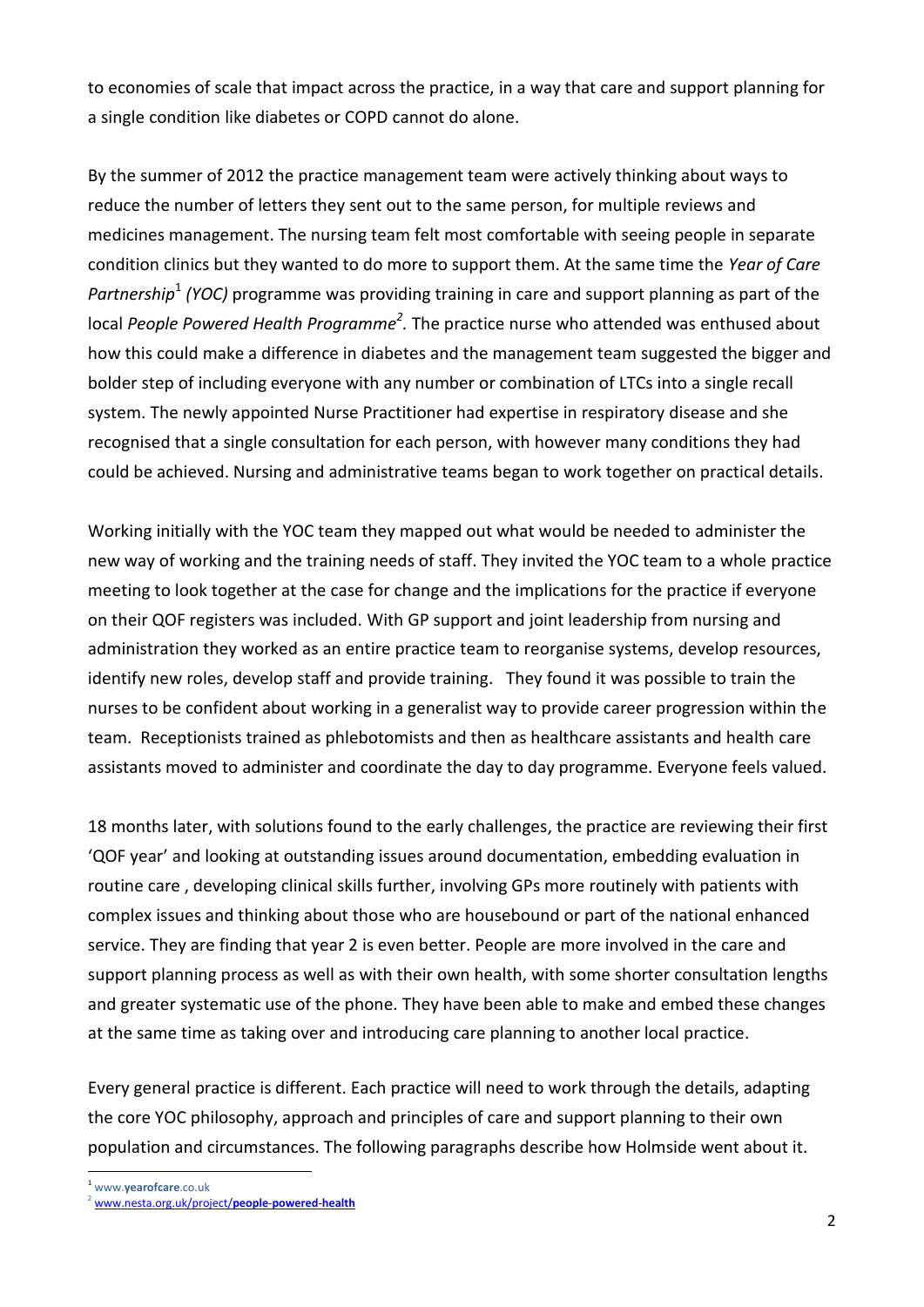to economies of scale that impact across the practice, in a way that care and support planning for a single condition like diabetes or COPD cannot do alone.

By the summer of 2012 the practice management team were actively thinking about ways to reduce the number of letters they sent out to the same person, for multiple reviews and medicines management. The nursing team felt most comfortable with seeing people in separate condition clinics but they wanted to do more to support them. At the same time the *Year of Care Partnership*[1] *(YOC)* programme was providing training in care and support planning as part of the local *People Powered Health Programme*[2]*.* The practice nurse who attended was enthused about how this could make a difference in diabetes and the management team suggested the bigger and bolder step of including everyone with any number or combination of LTCs into a single recall system. The newly appointed Nurse Practitioner had expertise in respiratory disease and she recognised that a single consultation for each person, with however many conditions they had could be achieved. Nursing and administrative teams began to work together on practical details.

Working initially with the YOC team they mapped out what would be needed to administer the new way of working and the training needs of staff. They invited the YOC team to a whole practice meeting to look together at the case for change and the implications for the practice if everyone on their QOF registers was included. With GP support and joint leadership from nursing and administration they worked as an entire practice team to reorganise systems, develop resources, identify new roles, develop staff and provide training. They found it was possible to train the nurses to be confident about working in a generalist way to provide career progression within the team. Receptionists trained as phlebotomists and then as healthcare assistants and health care assistants moved to administer and coordinate the day to day programme. Everyone feels valued.

18 months later, with solutions found to the early challenges, the practice are reviewing their first 'QOF year' and looking at outstanding issues around documentation, embedding evaluation in routine care , developing clinical skills further, involving GPs more routinely with patients with complex issues and thinking about those who are housebound or part of the national enhanced service. They are finding that year 2 is even better. People are more involved in the care and support planning process as well as with their own health, with some shorter consultation lengths and greater systematic use of the phone. They have been able to make and embed these changes at the same time as taking over and introducing care planning to another local practice.

Every general practice is different. Each practice will need to work through the details, adapting the core YOC philosophy, approach and principles of care and support planning to their own population and circumstances. The following paragraphs describe how Holmside went about it.

---

[1] www.**yearofcare**.co.uk

[2] www.nesta.org.uk/project/**people-powered-health**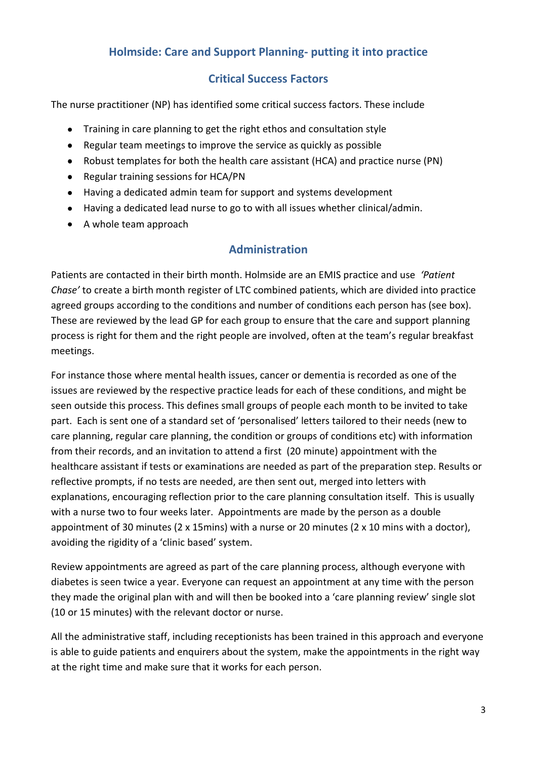## Holmside: Care and Support Planning- putting it into practice

### Critical Success Factors

The nurse practitioner (NP) has identified some critical success factors. These include

- Training in care planning to get the right ethos and consultation style
- Regular team meetings to improve the service as quickly as possible
- Robust templates for both the health care assistant (HCA) and practice nurse (PN)
- Regular training sessions for HCA/PN
- Having a dedicated admin team for support and systems development
- Having a dedicated lead nurse to go to with all issues whether clinical/admin.
- A whole team approach

### Administration

Patients are contacted in their birth month. Holmside are an EMIS practice and use *'Patient Chase'* to create a birth month register of LTC combined patients, which are divided into practice agreed groups according to the conditions and number of conditions each person has (see box). These are reviewed by the lead GP for each group to ensure that the care and support planning process is right for them and the right people are involved, often at the team's regular breakfast meetings.

For instance those where mental health issues, cancer or dementia is recorded as one of the issues are reviewed by the respective practice leads for each of these conditions, and might be seen outside this process. This defines small groups of people each month to be invited to take part. Each is sent one of a standard set of 'personalised' letters tailored to their needs (new to care planning, regular care planning, the condition or groups of conditions etc) with information from their records, and an invitation to attend a first (20 minute) appointment with the healthcare assistant if tests or examinations are needed as part of the preparation step. Results or reflective prompts, if no tests are needed, are then sent out, merged into letters with explanations, encouraging reflection prior to the care planning consultation itself. This is usually with a nurse two to four weeks later. Appointments are made by the person as a double appointment of 30 minutes (2 x 15mins) with a nurse or 20 minutes (2 x 10 mins with a doctor), avoiding the rigidity of a 'clinic based' system.

Review appointments are agreed as part of the care planning process, although everyone with diabetes is seen twice a year. Everyone can request an appointment at any time with the person they made the original plan with and will then be booked into a 'care planning review' single slot (10 or 15 minutes) with the relevant doctor or nurse.

All the administrative staff, including receptionists has been trained in this approach and everyone is able to guide patients and enquirers about the system, make the appointments in the right way at the right time and make sure that it works for each person.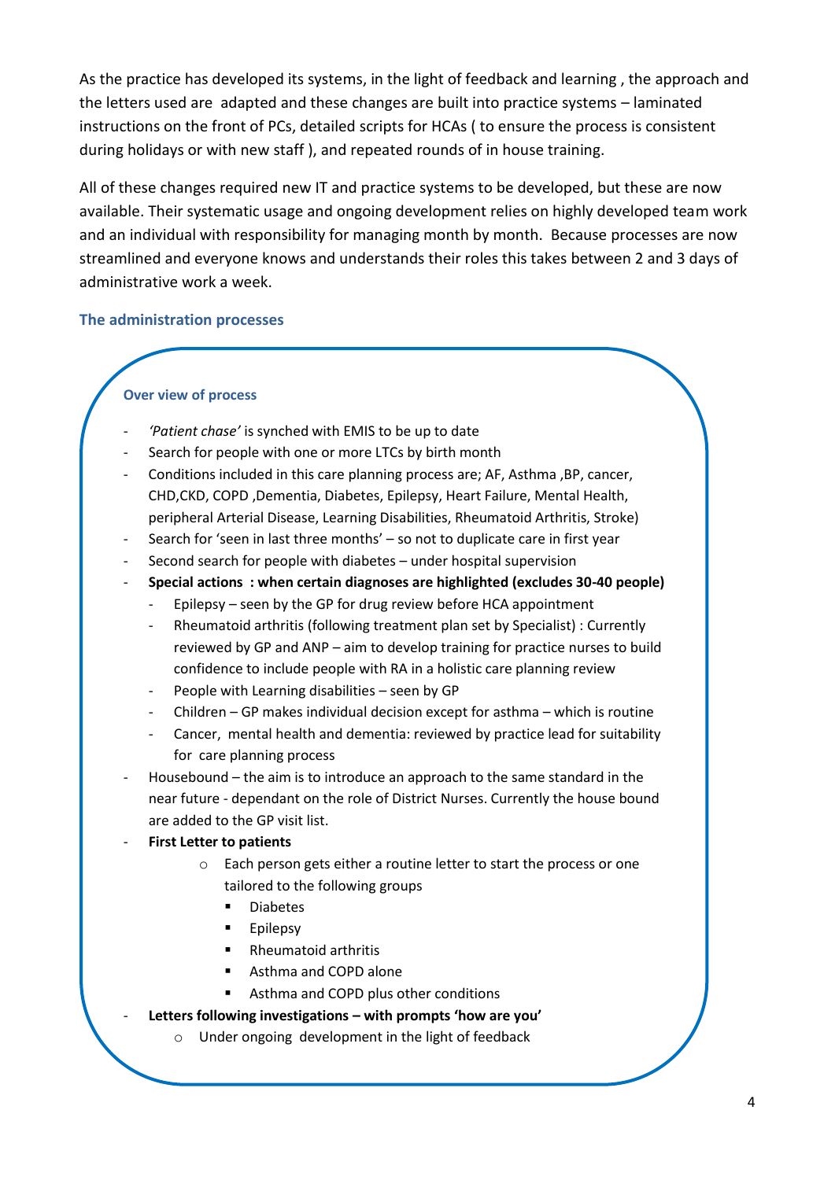As the practice has developed its systems, in the light of feedback and learning , the approach and the letters used are adapted and these changes are built into practice systems – laminated instructions on the front of PCs, detailed scripts for HCAs ( to ensure the process is consistent during holidays or with new staff ), and repeated rounds of in house training.

All of these changes required new IT and practice systems to be developed, but these are now available. Their systematic usage and ongoing development relies on highly developed team work and an individual with responsibility for managing month by month. Because processes are now streamlined and everyone knows and understands their roles this takes between 2 and 3 days of administrative work a week.

### The administration processes

#### Over view of process

- *'Patient chase'* is synched with EMIS to be up to date
- Search for people with one or more LTCs by birth month
- Conditions included in this care planning process are; AF, Asthma ,BP, cancer, CHD,CKD, COPD ,Dementia, Diabetes, Epilepsy, Heart Failure, Mental Health, peripheral Arterial Disease, Learning Disabilities, Rheumatoid Arthritis, Stroke)
- Search for 'seen in last three months' – so not to duplicate care in first year
- Second search for people with diabetes – under hospital supervision
- **Special actions : when certain diagnoses are highlighted (excludes 30-40 people)**
    - Epilepsy – seen by the GP for drug review before HCA appointment
    - Rheumatoid arthritis (following treatment plan set by Specialist) : Currently reviewed by GP and ANP – aim to develop training for practice nurses to build confidence to include people with RA in a holistic care planning review
    - People with Learning disabilities – seen by GP
    - Children – GP makes individual decision except for asthma – which is routine
    - Cancer, mental health and dementia: reviewed by practice lead for suitability for care planning process
- Housebound – the aim is to introduce an approach to the same standard in the near future - dependant on the role of District Nurses. Currently the house bound are added to the GP visit list.
- **First Letter to patients**
    - Each person gets either a routine letter to start the process or one tailored to the following groups
        - Diabetes
        - Epilepsy
        - Rheumatoid arthritis
        - Asthma and COPD alone
        - Asthma and COPD plus other conditions
- **Letters following investigations – with prompts 'how are you'**
    - Under ongoing development in the light of feedback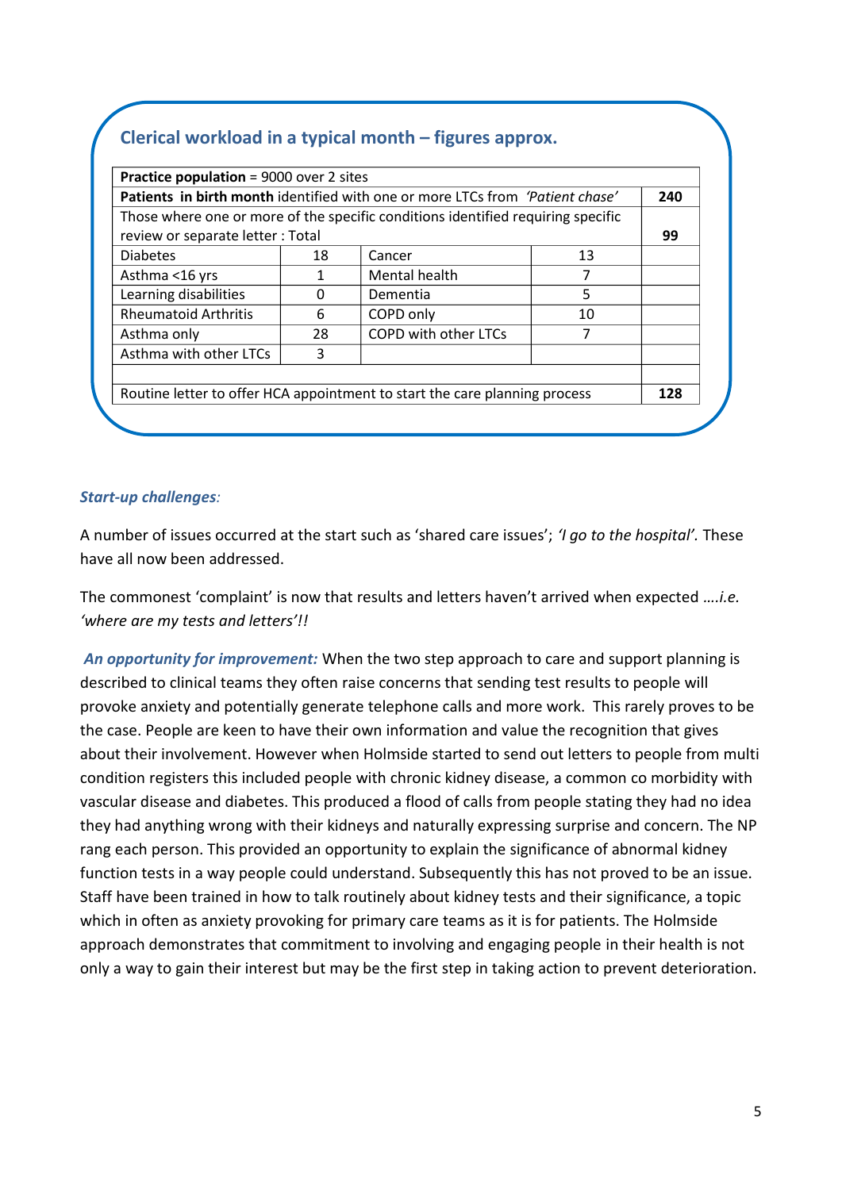## Clerical workload in a typical month – figures approx.

| **Practice population** = 9000 over 2 sites | | | | |
|---|---|---|---|---|
| **Patients in birth month** identified with one or more LTCs from *'Patient chase'* | | | | **240** |
| Those where one or more of the specific conditions identified requiring specific review or separate letter : Total | | | | **99** |
| Diabetes | 18 | Cancer | 13 | |
| Asthma <16 yrs | 1 | Mental health | 7 | |
| Learning disabilities | 0 | Dementia | 5 | |
| Rheumatoid Arthritis | 6 | COPD only | 10 | |
| Asthma only | 28 | COPD with other LTCs | 7 | |
| Asthma with other LTCs | 3 | | | |
| | | | | |
| Routine letter to offer HCA appointment to start the care planning process | | | | **128** |

***Start-up challenges**:*

A number of issues occurred at the start such as 'shared care issues'; *'I go to the hospital'.* These have all now been addressed.

The commonest 'complaint' is now that results and letters haven't arrived when expected *....i.e. 'where are my tests and letters'!!*

***An opportunity for improvement:*** When the two step approach to care and support planning is described to clinical teams they often raise concerns that sending test results to people will provoke anxiety and potentially generate telephone calls and more work. This rarely proves to be the case. People are keen to have their own information and value the recognition that gives about their involvement. However when Holmside started to send out letters to people from multi condition registers this included people with chronic kidney disease, a common co morbidity with vascular disease and diabetes. This produced a flood of calls from people stating they had no idea they had anything wrong with their kidneys and naturally expressing surprise and concern. The NP rang each person. This provided an opportunity to explain the significance of abnormal kidney function tests in a way people could understand. Subsequently this has not proved to be an issue. Staff have been trained in how to talk routinely about kidney tests and their significance, a topic which in often as anxiety provoking for primary care teams as it is for patients. The Holmside approach demonstrates that commitment to involving and engaging people in their health is not only a way to gain their interest but may be the first step in taking action to prevent deterioration.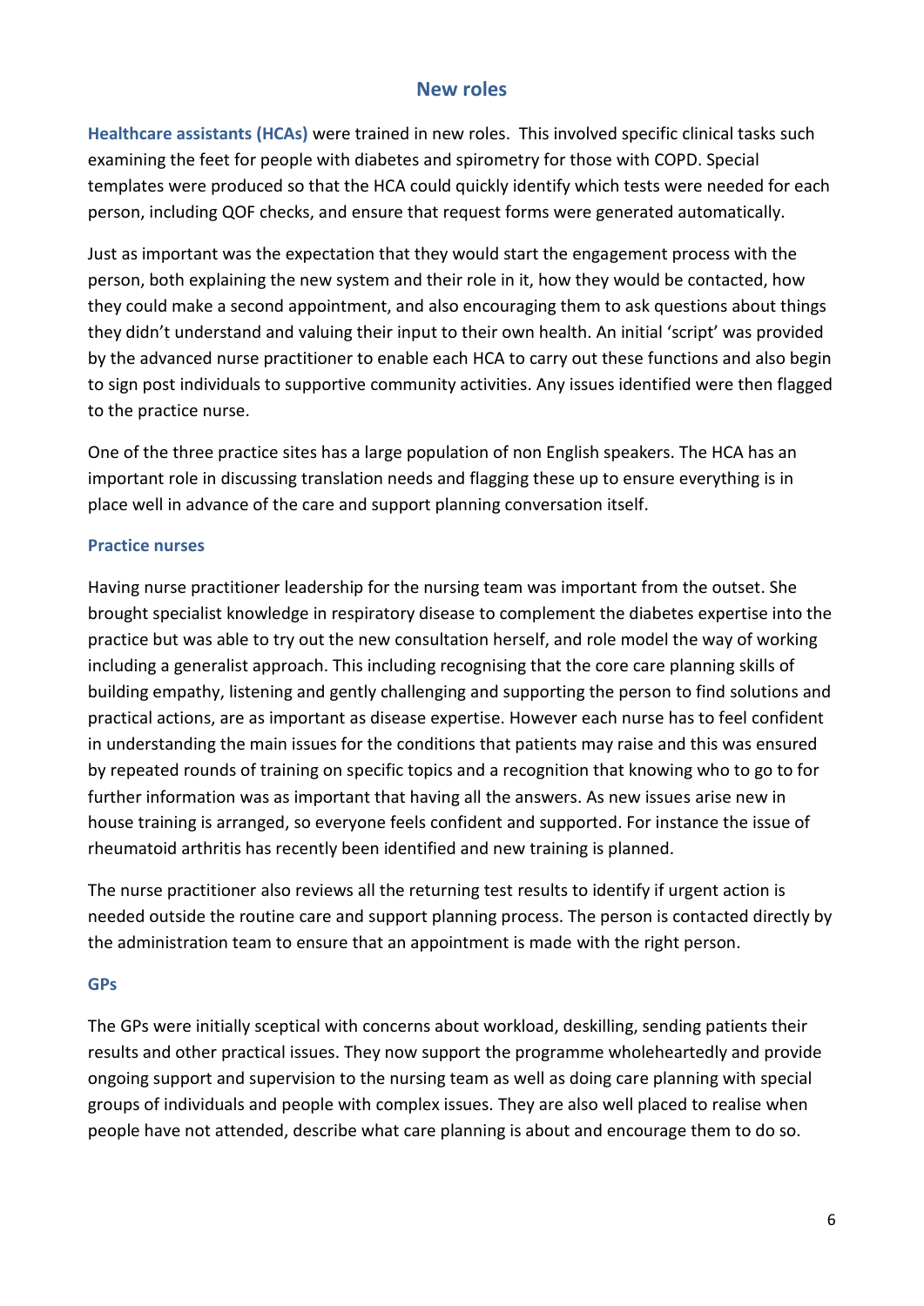## New roles

**Healthcare assistants (HCAs)** were trained in new roles. This involved specific clinical tasks such examining the feet for people with diabetes and spirometry for those with COPD. Special templates were produced so that the HCA could quickly identify which tests were needed for each person, including QOF checks, and ensure that request forms were generated automatically.

Just as important was the expectation that they would start the engagement process with the person, both explaining the new system and their role in it, how they would be contacted, how they could make a second appointment, and also encouraging them to ask questions about things they didn't understand and valuing their input to their own health. An initial 'script' was provided by the advanced nurse practitioner to enable each HCA to carry out these functions and also begin to sign post individuals to supportive community activities. Any issues identified were then flagged to the practice nurse.

One of the three practice sites has a large population of non English speakers. The HCA has an important role in discussing translation needs and flagging these up to ensure everything is in place well in advance of the care and support planning conversation itself.

### Practice nurses

Having nurse practitioner leadership for the nursing team was important from the outset. She brought specialist knowledge in respiratory disease to complement the diabetes expertise into the practice but was able to try out the new consultation herself, and role model the way of working including a generalist approach. This including recognising that the core care planning skills of building empathy, listening and gently challenging and supporting the person to find solutions and practical actions, are as important as disease expertise. However each nurse has to feel confident in understanding the main issues for the conditions that patients may raise and this was ensured by repeated rounds of training on specific topics and a recognition that knowing who to go to for further information was as important that having all the answers. As new issues arise new in house training is arranged, so everyone feels confident and supported. For instance the issue of rheumatoid arthritis has recently been identified and new training is planned.

The nurse practitioner also reviews all the returning test results to identify if urgent action is needed outside the routine care and support planning process. The person is contacted directly by the administration team to ensure that an appointment is made with the right person.

### GPs

The GPs were initially sceptical with concerns about workload, deskilling, sending patients their results and other practical issues. They now support the programme wholeheartedly and provide ongoing support and supervision to the nursing team as well as doing care planning with special groups of individuals and people with complex issues. They are also well placed to realise when people have not attended, describe what care planning is about and encourage them to do so.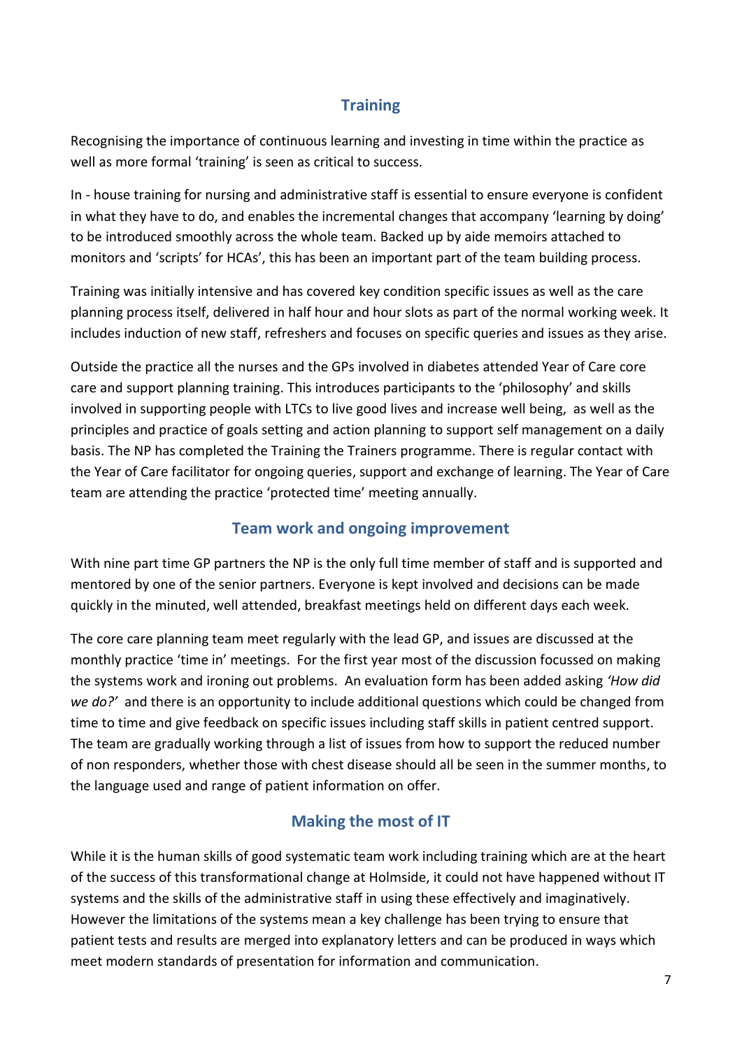## Training

Recognising the importance of continuous learning and investing in time within the practice as well as more formal 'training' is seen as critical to success.

In - house training for nursing and administrative staff is essential to ensure everyone is confident in what they have to do, and enables the incremental changes that accompany 'learning by doing' to be introduced smoothly across the whole team. Backed up by aide memoirs attached to monitors and 'scripts' for HCAs', this has been an important part of the team building process.

Training was initially intensive and has covered key condition specific issues as well as the care planning process itself, delivered in half hour and hour slots as part of the normal working week. It includes induction of new staff, refreshers and focuses on specific queries and issues as they arise.

Outside the practice all the nurses and the GPs involved in diabetes attended Year of Care core care and support planning training. This introduces participants to the 'philosophy' and skills involved in supporting people with LTCs to live good lives and increase well being, as well as the principles and practice of goals setting and action planning to support self management on a daily basis. The NP has completed the Training the Trainers programme. There is regular contact with the Year of Care facilitator for ongoing queries, support and exchange of learning. The Year of Care team are attending the practice 'protected time' meeting annually.

## Team work and ongoing improvement

With nine part time GP partners the NP is the only full time member of staff and is supported and mentored by one of the senior partners. Everyone is kept involved and decisions can be made quickly in the minuted, well attended, breakfast meetings held on different days each week.

The core care planning team meet regularly with the lead GP, and issues are discussed at the monthly practice 'time in' meetings. For the first year most of the discussion focussed on making the systems work and ironing out problems. An evaluation form has been added asking *'How did we do?'* and there is an opportunity to include additional questions which could be changed from time to time and give feedback on specific issues including staff skills in patient centred support. The team are gradually working through a list of issues from how to support the reduced number of non responders, whether those with chest disease should all be seen in the summer months, to the language used and range of patient information on offer.

## Making the most of IT

While it is the human skills of good systematic team work including training which are at the heart of the success of this transformational change at Holmside, it could not have happened without IT systems and the skills of the administrative staff in using these effectively and imaginatively. However the limitations of the systems mean a key challenge has been trying to ensure that patient tests and results are merged into explanatory letters and can be produced in ways which meet modern standards of presentation for information and communication.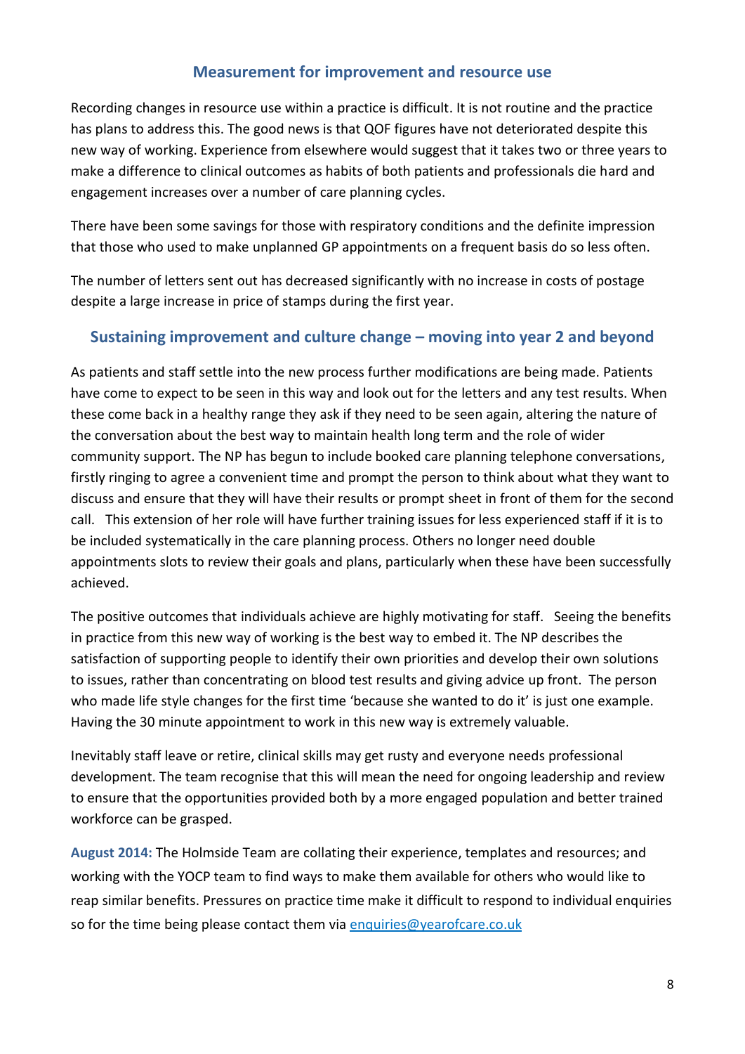## Measurement for improvement and resource use

Recording changes in resource use within a practice is difficult. It is not routine and the practice has plans to address this. The good news is that QOF figures have not deteriorated despite this new way of working. Experience from elsewhere would suggest that it takes two or three years to make a difference to clinical outcomes as habits of both patients and professionals die hard and engagement increases over a number of care planning cycles.

There have been some savings for those with respiratory conditions and the definite impression that those who used to make unplanned GP appointments on a frequent basis do so less often.

The number of letters sent out has decreased significantly with no increase in costs of postage despite a large increase in price of stamps during the first year.

## Sustaining improvement and culture change – moving into year 2 and beyond

As patients and staff settle into the new process further modifications are being made. Patients have come to expect to be seen in this way and look out for the letters and any test results. When these come back in a healthy range they ask if they need to be seen again, altering the nature of the conversation about the best way to maintain health long term and the role of wider community support. The NP has begun to include booked care planning telephone conversations, firstly ringing to agree a convenient time and prompt the person to think about what they want to discuss and ensure that they will have their results or prompt sheet in front of them for the second call. This extension of her role will have further training issues for less experienced staff if it is to be included systematically in the care planning process. Others no longer need double appointments slots to review their goals and plans, particularly when these have been successfully achieved.

The positive outcomes that individuals achieve are highly motivating for staff. Seeing the benefits in practice from this new way of working is the best way to embed it. The NP describes the satisfaction of supporting people to identify their own priorities and develop their own solutions to issues, rather than concentrating on blood test results and giving advice up front. The person who made life style changes for the first time 'because she wanted to do it' is just one example. Having the 30 minute appointment to work in this new way is extremely valuable.

Inevitably staff leave or retire, clinical skills may get rusty and everyone needs professional development. The team recognise that this will mean the need for ongoing leadership and review to ensure that the opportunities provided both by a more engaged population and better trained workforce can be grasped.

**August 2014:** The Holmside Team are collating their experience, templates and resources; and working with the YOCP team to find ways to make them available for others who would like to reap similar benefits. Pressures on practice time make it difficult to respond to individual enquiries so for the time being please contact them via [enquiries@yearofcare.co.uk](mailto:enquiries@yearofcare.co.uk)